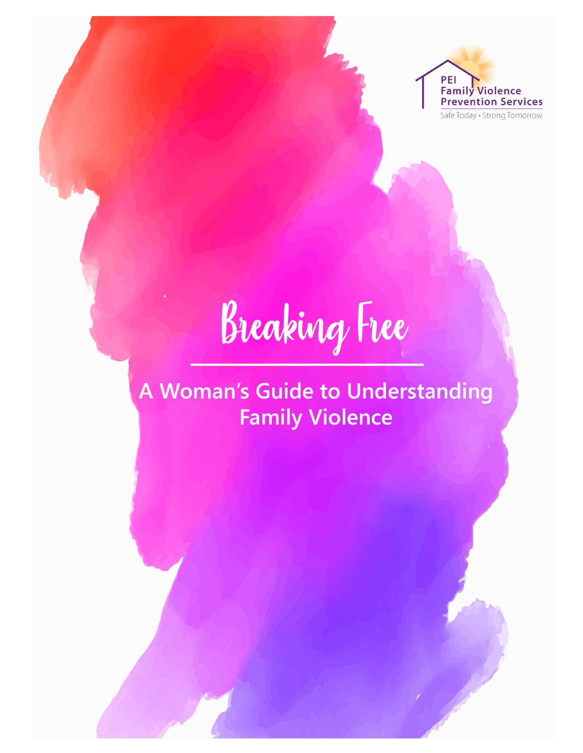PEI Family Violence Prevention Services

Safe Today • Strong Tomorrow

# Breaking Free

## A Woman's Guide to Understanding Family Violence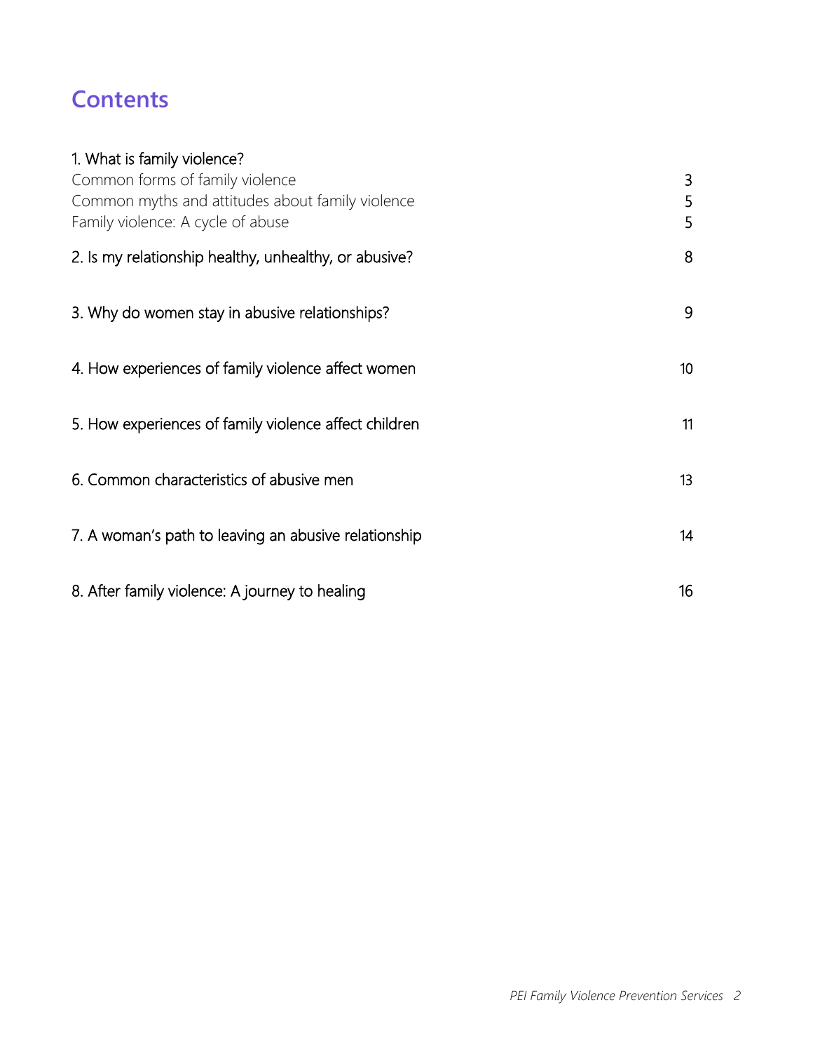# Contents

| | |
|---|---|
| 1. What is family violence? | |
| Common forms of family violence | 3 |
| Common myths and attitudes about family violence | 5 |
| Family violence: A cycle of abuse | 5 |
| 2. Is my relationship healthy, unhealthy, or abusive? | 8 |
| 3. Why do women stay in abusive relationships? | 9 |
| 4. How experiences of family violence affect women | 10 |
| 5. How experiences of family violence affect children | 11 |
| 6. Common characteristics of abusive men | 13 |
| 7. A woman's path to leaving an abusive relationship | 14 |
| 8. After family violence: A journey to healing | 16 |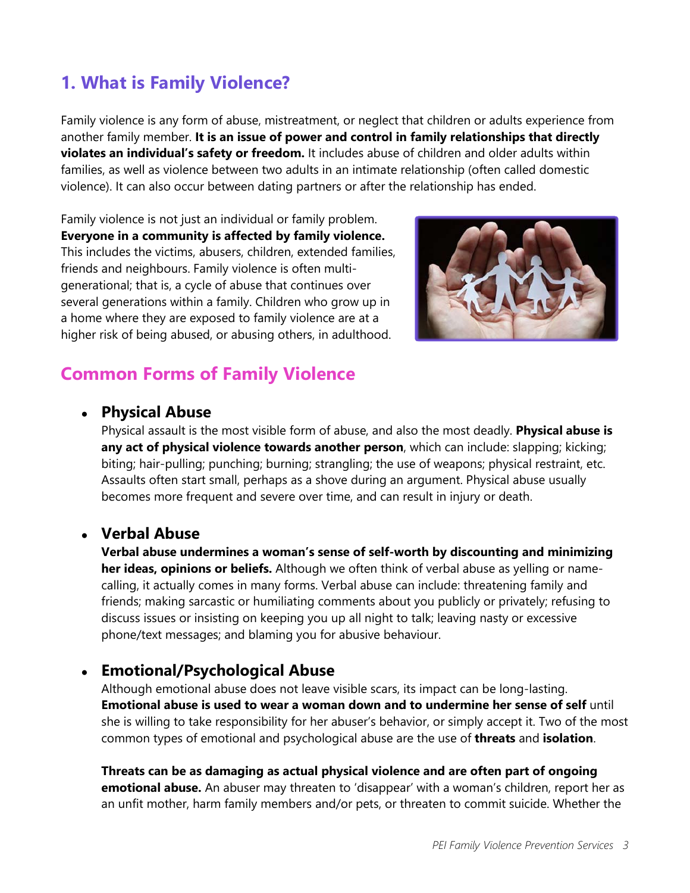## 1. What is Family Violence?

Family violence is any form of abuse, mistreatment, or neglect that children or adults experience from another family member. **It is an issue of power and control in family relationships that directly violates an individual's safety or freedom.** It includes abuse of children and older adults within families, as well as violence between two adults in an intimate relationship (often called domestic violence). It can also occur between dating partners or after the relationship has ended.

Family violence is not just an individual or family problem. **Everyone in a community is affected by family violence.** This includes the victims, abusers, children, extended families, friends and neighbours. Family violence is often multi-generational; that is, a cycle of abuse that continues over several generations within a family. Children who grow up in a home where they are exposed to family violence are at a higher risk of being abused, or abusing others, in adulthood.

## Common Forms of Family Violence

- ### Physical Abuse

  Physical assault is the most visible form of abuse, and also the most deadly. **Physical abuse is any act of physical violence towards another person**, which can include: slapping; kicking; biting; hair-pulling; punching; burning; strangling; the use of weapons; physical restraint, etc. Assaults often start small, perhaps as a shove during an argument. Physical abuse usually becomes more frequent and severe over time, and can result in injury or death.

- ### Verbal Abuse

  **Verbal abuse undermines a woman's sense of self-worth by discounting and minimizing her ideas, opinions or beliefs.** Although we often think of verbal abuse as yelling or name-calling, it actually comes in many forms. Verbal abuse can include: threatening family and friends; making sarcastic or humiliating comments about you publicly or privately; refusing to discuss issues or insisting on keeping you up all night to talk; leaving nasty or excessive phone/text messages; and blaming you for abusive behaviour.

- ### Emotional/Psychological Abuse

  Although emotional abuse does not leave visible scars, its impact can be long-lasting. **Emotional abuse is used to wear a woman down and to undermine her sense of self** until she is willing to take responsibility for her abuser's behavior, or simply accept it. Two of the most common types of emotional and psychological abuse are the use of **threats** and **isolation**.

  **Threats can be as damaging as actual physical violence and are often part of ongoing emotional abuse.** An abuser may threaten to 'disappear' with a woman's children, report her as an unfit mother, harm family members and/or pets, or threaten to commit suicide. Whether the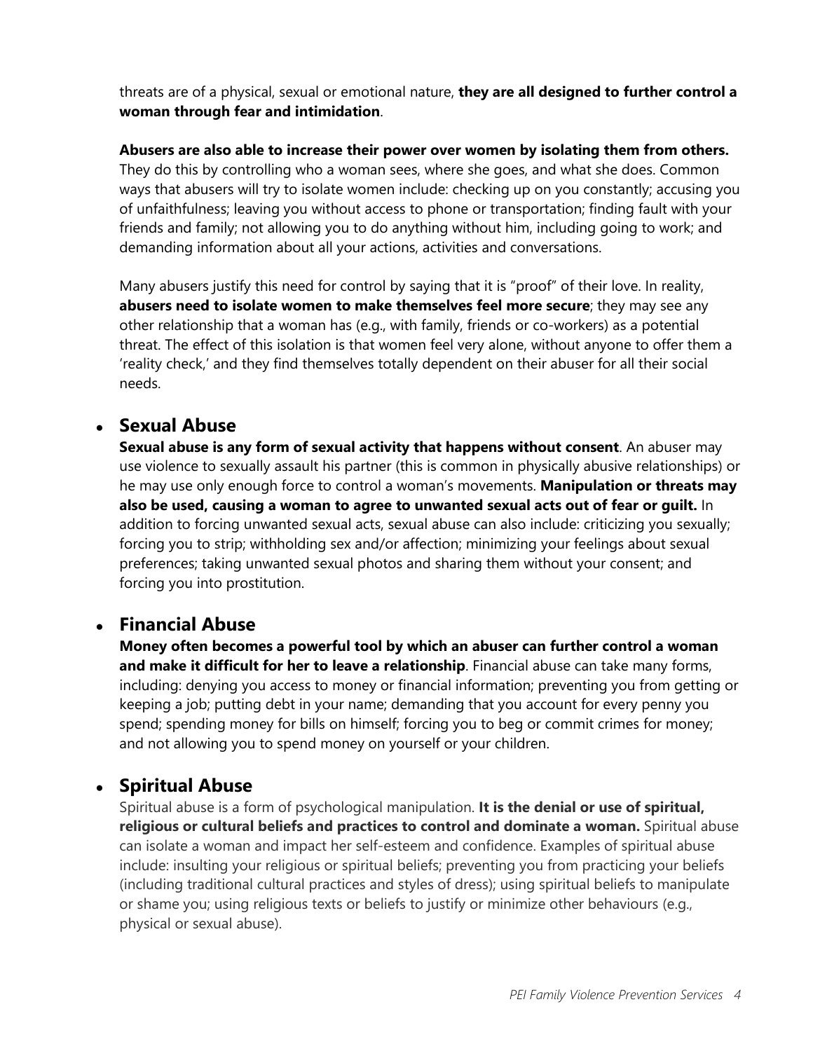threats are of a physical, sexual or emotional nature, **they are all designed to further control a woman through fear and intimidation**.

**Abusers are also able to increase their power over women by isolating them from others.** They do this by controlling who a woman sees, where she goes, and what she does. Common ways that abusers will try to isolate women include: checking up on you constantly; accusing you of unfaithfulness; leaving you without access to phone or transportation; finding fault with your friends and family; not allowing you to do anything without him, including going to work; and demanding information about all your actions, activities and conversations.

Many abusers justify this need for control by saying that it is "proof" of their love. In reality, **abusers need to isolate women to make themselves feel more secure**; they may see any other relationship that a woman has (e.g., with family, friends or co-workers) as a potential threat. The effect of this isolation is that women feel very alone, without anyone to offer them a 'reality check,' and they find themselves totally dependent on their abuser for all their social needs.

- ## Sexual Abuse

  **Sexual abuse is any form of sexual activity that happens without consent**. An abuser may use violence to sexually assault his partner (this is common in physically abusive relationships) or he may use only enough force to control a woman's movements. **Manipulation or threats may also be used, causing a woman to agree to unwanted sexual acts out of fear or guilt.** In addition to forcing unwanted sexual acts, sexual abuse can also include: criticizing you sexually; forcing you to strip; withholding sex and/or affection; minimizing your feelings about sexual preferences; taking unwanted sexual photos and sharing them without your consent; and forcing you into prostitution.

- ## Financial Abuse

  **Money often becomes a powerful tool by which an abuser can further control a woman and make it difficult for her to leave a relationship**. Financial abuse can take many forms, including: denying you access to money or financial information; preventing you from getting or keeping a job; putting debt in your name; demanding that you account for every penny you spend; spending money for bills on himself; forcing you to beg or commit crimes for money; and not allowing you to spend money on yourself or your children.

- ## Spiritual Abuse

  Spiritual abuse is a form of psychological manipulation. **It is the denial or use of spiritual, religious or cultural beliefs and practices to control and dominate a woman.** Spiritual abuse can isolate a woman and impact her self-esteem and confidence. Examples of spiritual abuse include: insulting your religious or spiritual beliefs; preventing you from practicing your beliefs (including traditional cultural practices and styles of dress); using spiritual beliefs to manipulate or shame you; using religious texts or beliefs to justify or minimize other behaviours (e.g., physical or sexual abuse).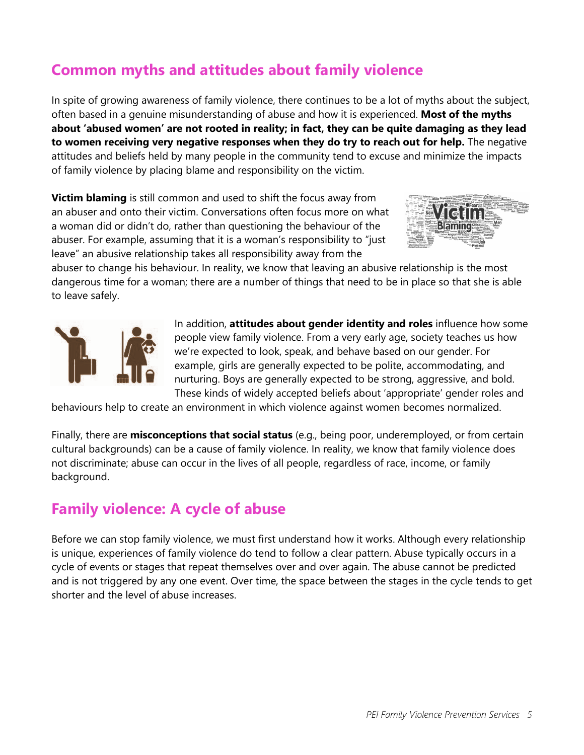## Common myths and attitudes about family violence

In spite of growing awareness of family violence, there continues to be a lot of myths about the subject, often based in a genuine misunderstanding of abuse and how it is experienced. **Most of the myths about 'abused women' are not rooted in reality; in fact, they can be quite damaging as they lead to women receiving very negative responses when they do try to reach out for help.** The negative attitudes and beliefs held by many people in the community tend to excuse and minimize the impacts of family violence by placing blame and responsibility on the victim.

**Victim blaming** is still common and used to shift the focus away from an abuser and onto their victim. Conversations often focus more on what a woman did or didn't do, rather than questioning the behaviour of the abuser. For example, assuming that it is a woman's responsibility to "just leave" an abusive relationship takes all responsibility away from the abuser to change his behaviour. In reality, we know that leaving an abusive relationship is the most dangerous time for a woman; there are a number of things that need to be in place so that she is able to leave safely.

In addition, **attitudes about gender identity and roles** influence how some people view family violence. From a very early age, society teaches us how we're expected to look, speak, and behave based on our gender. For example, girls are generally expected to be polite, accommodating, and nurturing. Boys are generally expected to be strong, aggressive, and bold. These kinds of widely accepted beliefs about 'appropriate' gender roles and behaviours help to create an environment in which violence against women becomes normalized.

Finally, there are **misconceptions that social status** (e.g., being poor, underemployed, or from certain cultural backgrounds) can be a cause of family violence. In reality, we know that family violence does not discriminate; abuse can occur in the lives of all people, regardless of race, income, or family background.

## Family violence: A cycle of abuse

Before we can stop family violence, we must first understand how it works. Although every relationship is unique, experiences of family violence do tend to follow a clear pattern. Abuse typically occurs in a cycle of events or stages that repeat themselves over and over again. The abuse cannot be predicted and is not triggered by any one event. Over time, the space between the stages in the cycle tends to get shorter and the level of abuse increases.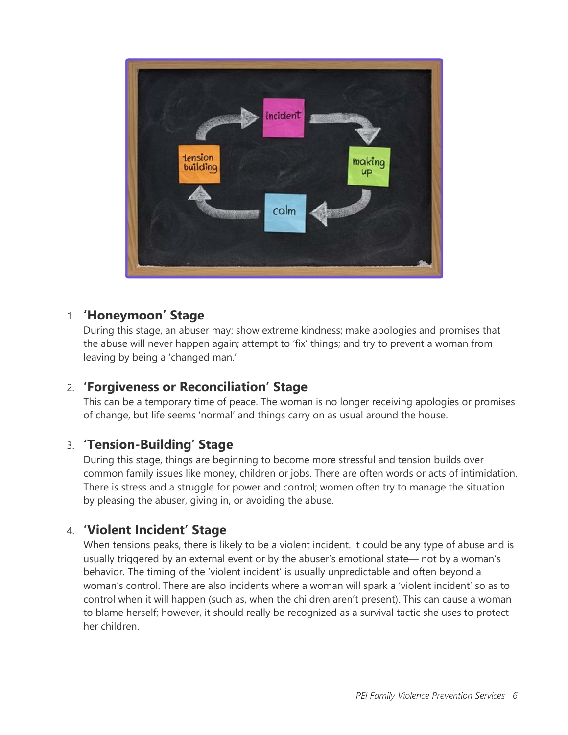1. **'Honeymoon' Stage**
   During this stage, an abuser may: show extreme kindness; make apologies and promises that the abuse will never happen again; attempt to 'fix' things; and try to prevent a woman from leaving by being a 'changed man.'

2. **'Forgiveness or Reconciliation' Stage**
   This can be a temporary time of peace. The woman is no longer receiving apologies or promises of change, but life seems 'normal' and things carry on as usual around the house.

3. **'Tension-Building' Stage**
   During this stage, things are beginning to become more stressful and tension builds over common family issues like money, children or jobs. There are often words or acts of intimidation. There is stress and a struggle for power and control; women often try to manage the situation by pleasing the abuser, giving in, or avoiding the abuse.

4. **'Violent Incident' Stage**
   When tensions peaks, there is likely to be a violent incident. It could be any type of abuse and is usually triggered by an external event or by the abuser's emotional state— not by a woman's behavior. The timing of the 'violent incident' is usually unpredictable and often beyond a woman's control. There are also incidents where a woman will spark a 'violent incident' so as to control when it will happen (such as, when the children aren't present). This can cause a woman to blame herself; however, it should really be recognized as a survival tactic she uses to protect her children.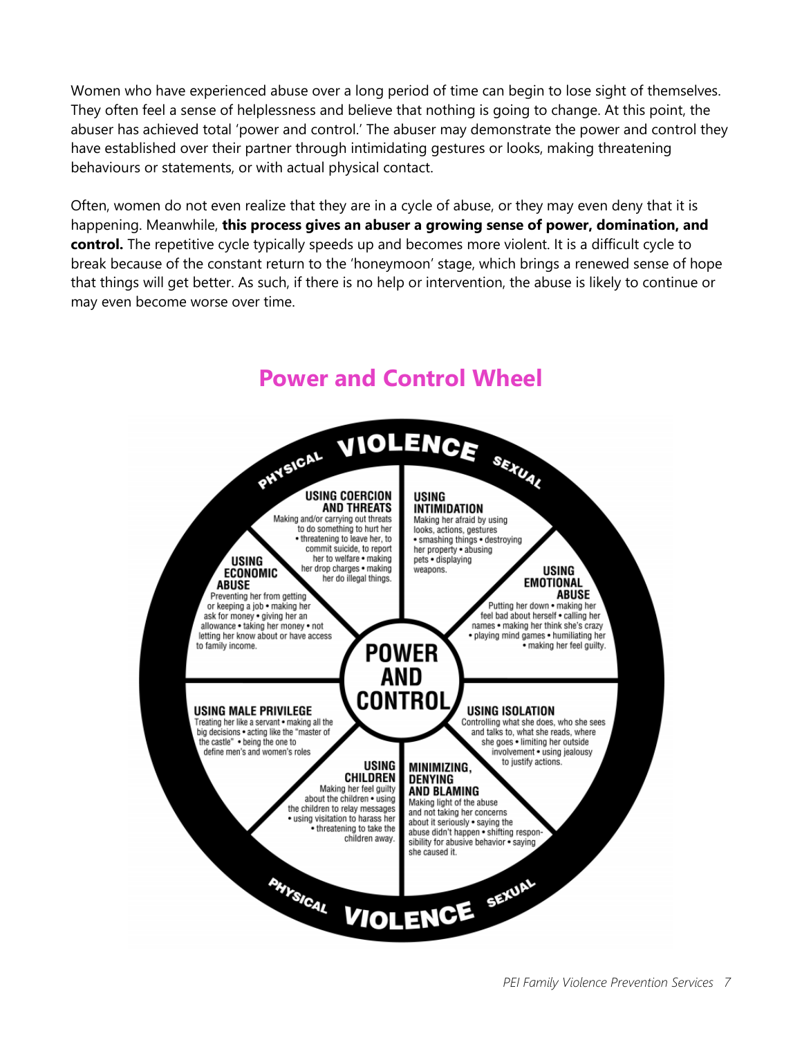Women who have experienced abuse over a long period of time can begin to lose sight of themselves. They often feel a sense of helplessness and believe that nothing is going to change. At this point, the abuser has achieved total 'power and control.' The abuser may demonstrate the power and control they have established over their partner through intimidating gestures or looks, making threatening behaviours or statements, or with actual physical contact.

Often, women do not even realize that they are in a cycle of abuse, or they may even deny that it is happening. Meanwhile, **this process gives an abuser a growing sense of power, domination, and control.** The repetitive cycle typically speeds up and becomes more violent. It is a difficult cycle to break because of the constant return to the 'honeymoon' stage, which brings a renewed sense of hope that things will get better. As such, if there is no help or intervention, the abuse is likely to continue or may even become worse over time.

## Power and Control Wheel

PHYSICAL VIOLENCE SEXUAL

**POWER AND CONTROL**

**USING COERCION AND THREATS**
Making and/or carrying out threats to do something to hurt her • threatening to leave her, to commit suicide, to report her to welfare • making her drop charges • making her do illegal things.

**USING INTIMIDATION**
Making her afraid by using looks, actions, gestures • smashing things • destroying her property • abusing pets • displaying weapons.

**USING EMOTIONAL ABUSE**
Putting her down • making her feel bad about herself • calling her names • making her think she's crazy • playing mind games • humiliating her • making her feel guilty.

**USING ISOLATION**
Controlling what she does, who she sees and talks to, what she reads, where she goes • limiting her outside involvement • using jealousy to justify actions.

**MINIMIZING, DENYING AND BLAMING**
Making light of the abuse and not taking her concerns about it seriously • saying the abuse didn't happen • shifting responsibility for abusive behavior • saying she caused it.

**USING CHILDREN**
Making her feel guilty about the children • using the children to relay messages • using visitation to harass her • threatening to take the children away.

**USING MALE PRIVILEGE**
Treating her like a servant • making all the big decisions • acting like the "master of the castle" • being the one to define men's and women's roles

**USING ECONOMIC ABUSE**
Preventing her from getting or keeping a job • making her ask for money • giving her an allowance • taking her money • not letting her know about or have access to family income.

PHYSICAL VIOLENCE SEXUAL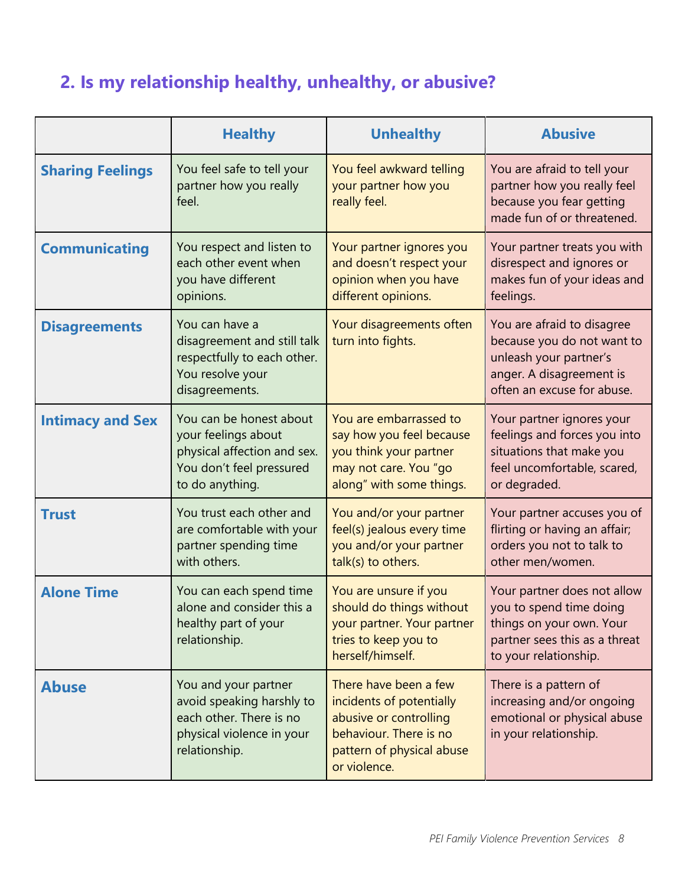## 2. Is my relationship healthy, unhealthy, or abusive?

| | Healthy | Unhealthy | Abusive |
|---|---|---|---|
| **Sharing Feelings** | You feel safe to tell your partner how you really feel. | You feel awkward telling your partner how you really feel. | You are afraid to tell your partner how you really feel because you fear getting made fun of or threatened. |
| **Communicating** | You respect and listen to each other event when you have different opinions. | Your partner ignores you and doesn't respect your opinion when you have different opinions. | Your partner treats you with disrespect and ignores or makes fun of your ideas and feelings. |
| **Disagreements** | You can have a disagreement and still talk respectfully to each other. You resolve your disagreements. | Your disagreements often turn into fights. | You are afraid to disagree because you do not want to unleash your partner's anger. A disagreement is often an excuse for abuse. |
| **Intimacy and Sex** | You can be honest about your feelings about physical affection and sex. You don't feel pressured to do anything. | You are embarrassed to say how you feel because you think your partner may not care. You "go along" with some things. | Your partner ignores your feelings and forces you into situations that make you feel uncomfortable, scared, or degraded. |
| **Trust** | You trust each other and are comfortable with your partner spending time with others. | You and/or your partner feel(s) jealous every time you and/or your partner talk(s) to others. | Your partner accuses you of flirting or having an affair; orders you not to talk to other men/women. |
| **Alone Time** | You can each spend time alone and consider this a healthy part of your relationship. | You are unsure if you should do things without your partner. Your partner tries to keep you to herself/himself. | Your partner does not allow you to spend time doing things on your own. Your partner sees this as a threat to your relationship. |
| **Abuse** | You and your partner avoid speaking harshly to each other. There is no physical violence in your relationship. | There have been a few incidents of potentially abusive or controlling behaviour. There is no pattern of physical abuse or violence. | There is a pattern of increasing and/or ongoing emotional or physical abuse in your relationship. |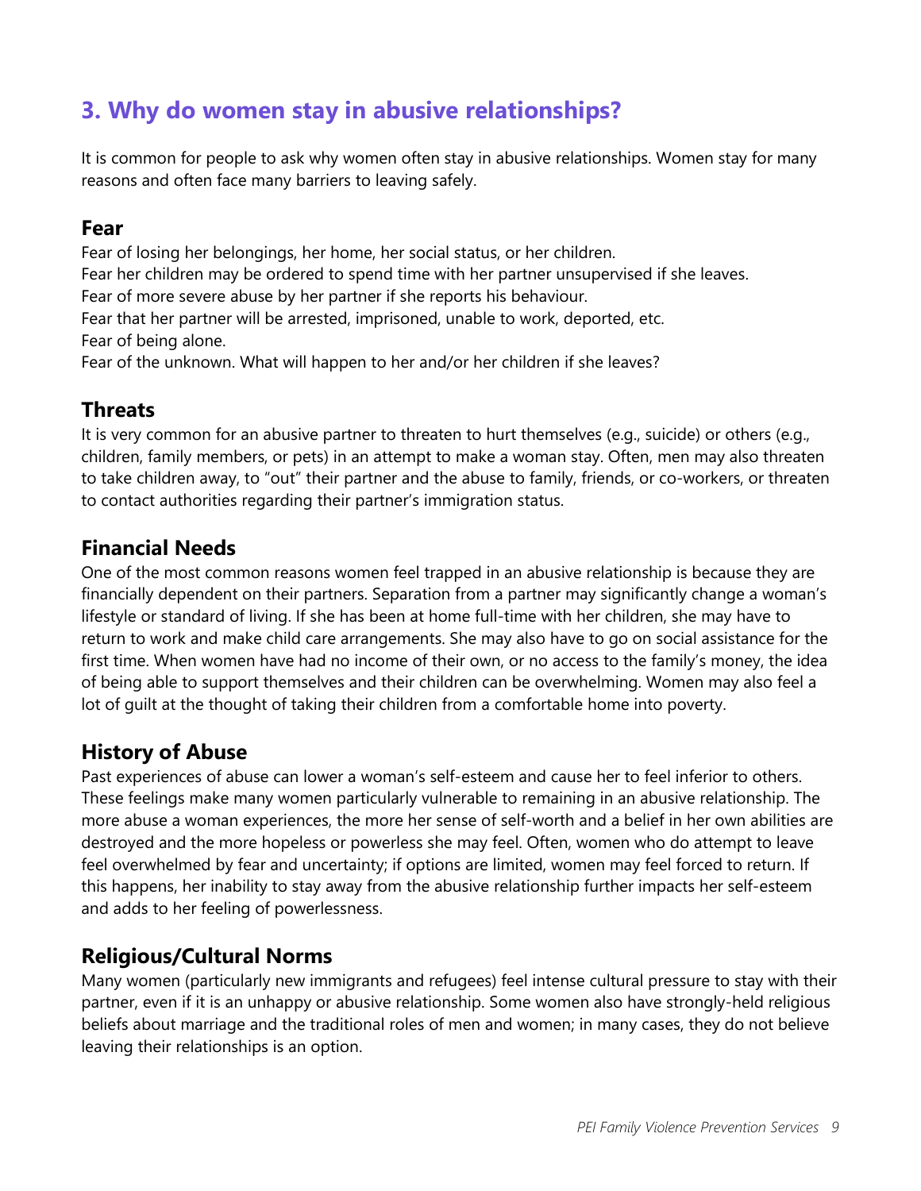## 3. Why do women stay in abusive relationships?

It is common for people to ask why women often stay in abusive relationships. Women stay for many reasons and often face many barriers to leaving safely.

### Fear

Fear of losing her belongings, her home, her social status, or her children.
Fear her children may be ordered to spend time with her partner unsupervised if she leaves.
Fear of more severe abuse by her partner if she reports his behaviour.
Fear that her partner will be arrested, imprisoned, unable to work, deported, etc.
Fear of being alone.
Fear of the unknown. What will happen to her and/or her children if she leaves?

### Threats

It is very common for an abusive partner to threaten to hurt themselves (e.g., suicide) or others (e.g., children, family members, or pets) in an attempt to make a woman stay. Often, men may also threaten to take children away, to "out" their partner and the abuse to family, friends, or co-workers, or threaten to contact authorities regarding their partner's immigration status.

### Financial Needs

One of the most common reasons women feel trapped in an abusive relationship is because they are financially dependent on their partners. Separation from a partner may significantly change a woman's lifestyle or standard of living. If she has been at home full-time with her children, she may have to return to work and make child care arrangements. She may also have to go on social assistance for the first time. When women have had no income of their own, or no access to the family's money, the idea of being able to support themselves and their children can be overwhelming. Women may also feel a lot of guilt at the thought of taking their children from a comfortable home into poverty.

### History of Abuse

Past experiences of abuse can lower a woman's self-esteem and cause her to feel inferior to others. These feelings make many women particularly vulnerable to remaining in an abusive relationship. The more abuse a woman experiences, the more her sense of self-worth and a belief in her own abilities are destroyed and the more hopeless or powerless she may feel. Often, women who do attempt to leave feel overwhelmed by fear and uncertainty; if options are limited, women may feel forced to return. If this happens, her inability to stay away from the abusive relationship further impacts her self-esteem and adds to her feeling of powerlessness.

### Religious/Cultural Norms

Many women (particularly new immigrants and refugees) feel intense cultural pressure to stay with their partner, even if it is an unhappy or abusive relationship. Some women also have strongly-held religious beliefs about marriage and the traditional roles of men and women; in many cases, they do not believe leaving their relationships is an option.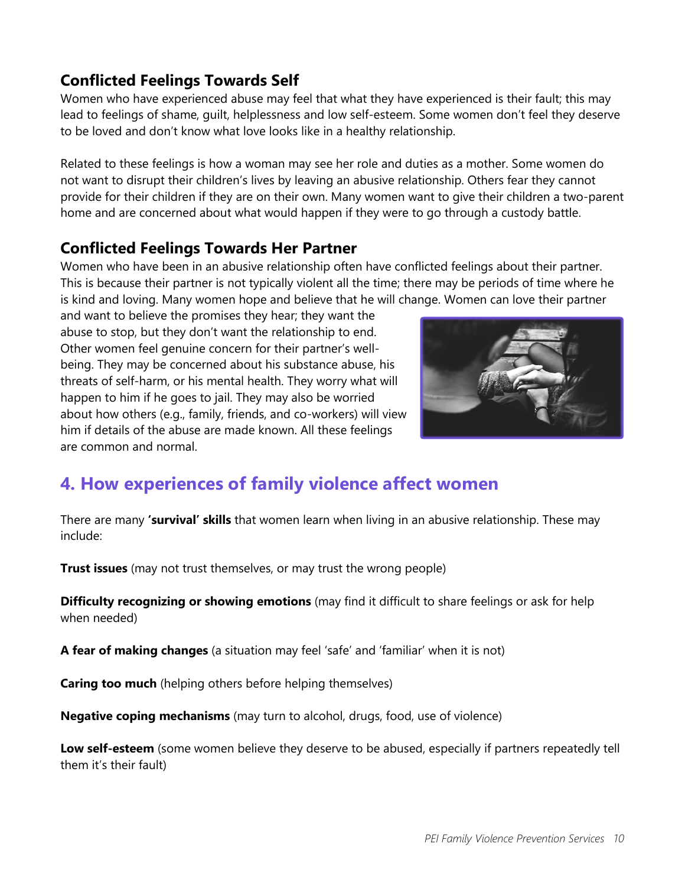### Conflicted Feelings Towards Self

Women who have experienced abuse may feel that what they have experienced is their fault; this may lead to feelings of shame, guilt, helplessness and low self-esteem. Some women don't feel they deserve to be loved and don't know what love looks like in a healthy relationship.

Related to these feelings is how a woman may see her role and duties as a mother. Some women do not want to disrupt their children's lives by leaving an abusive relationship. Others fear they cannot provide for their children if they are on their own. Many women want to give their children a two-parent home and are concerned about what would happen if they were to go through a custody battle.

### Conflicted Feelings Towards Her Partner

Women who have been in an abusive relationship often have conflicted feelings about their partner. This is because their partner is not typically violent all the time; there may be periods of time where he is kind and loving. Many women hope and believe that he will change. Women can love their partner and want to believe the promises they hear; they want the abuse to stop, but they don't want the relationship to end. Other women feel genuine concern for their partner's well-being. They may be concerned about his substance abuse, his threats of self-harm, or his mental health. They worry what will happen to him if he goes to jail. They may also be worried about how others (e.g., family, friends, and co-workers) will view him if details of the abuse are made known. All these feelings are common and normal.

## 4. How experiences of family violence affect women

There are many **'survival' skills** that women learn when living in an abusive relationship. These may include:

**Trust issues** (may not trust themselves, or may trust the wrong people)

**Difficulty recognizing or showing emotions** (may find it difficult to share feelings or ask for help when needed)

**A fear of making changes** (a situation may feel 'safe' and 'familiar' when it is not)

**Caring too much** (helping others before helping themselves)

**Negative coping mechanisms** (may turn to alcohol, drugs, food, use of violence)

**Low self-esteem** (some women believe they deserve to be abused, especially if partners repeatedly tell them it's their fault)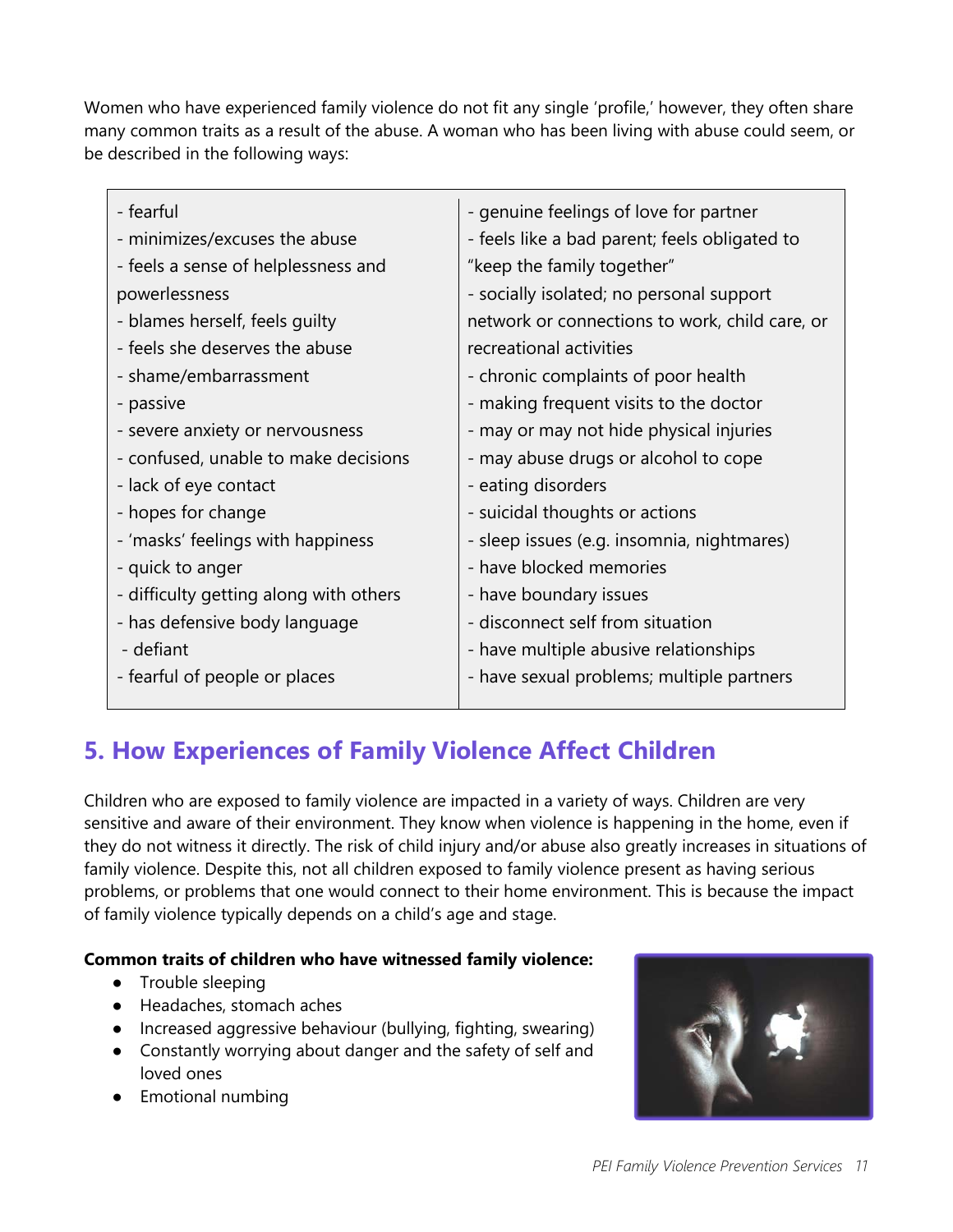Women who have experienced family violence do not fit any single 'profile,' however, they often share many common traits as a result of the abuse. A woman who has been living with abuse could seem, or be described in the following ways:

| | |
|---|---|
| - fearful<br>- minimizes/excuses the abuse<br>- feels a sense of helplessness and powerlessness<br>- blames herself, feels guilty<br>- feels she deserves the abuse<br>- shame/embarrassment<br>- passive<br>- severe anxiety or nervousness<br>- confused, unable to make decisions<br>- lack of eye contact<br>- hopes for change<br>- 'masks' feelings with happiness<br>- quick to anger<br>- difficulty getting along with others<br>- has defensive body language<br>- defiant<br>- fearful of people or places | - genuine feelings of love for partner<br>- feels like a bad parent; feels obligated to "keep the family together"<br>- socially isolated; no personal support network or connections to work, child care, or recreational activities<br>- chronic complaints of poor health<br>- making frequent visits to the doctor<br>- may or may not hide physical injuries<br>- may abuse drugs or alcohol to cope<br>- eating disorders<br>- suicidal thoughts or actions<br>- sleep issues (e.g. insomnia, nightmares)<br>- have blocked memories<br>- have boundary issues<br>- disconnect self from situation<br>- have multiple abusive relationships<br>- have sexual problems; multiple partners |

## 5. How Experiences of Family Violence Affect Children

Children who are exposed to family violence are impacted in a variety of ways. Children are very sensitive and aware of their environment. They know when violence is happening in the home, even if they do not witness it directly. The risk of child injury and/or abuse also greatly increases in situations of family violence. Despite this, not all children exposed to family violence present as having serious problems, or problems that one would connect to their home environment. This is because the impact of family violence typically depends on a child's age and stage.

**Common traits of children who have witnessed family violence:**

- Trouble sleeping
- Headaches, stomach aches
- Increased aggressive behaviour (bullying, fighting, swearing)
- Constantly worrying about danger and the safety of self and loved ones
- Emotional numbing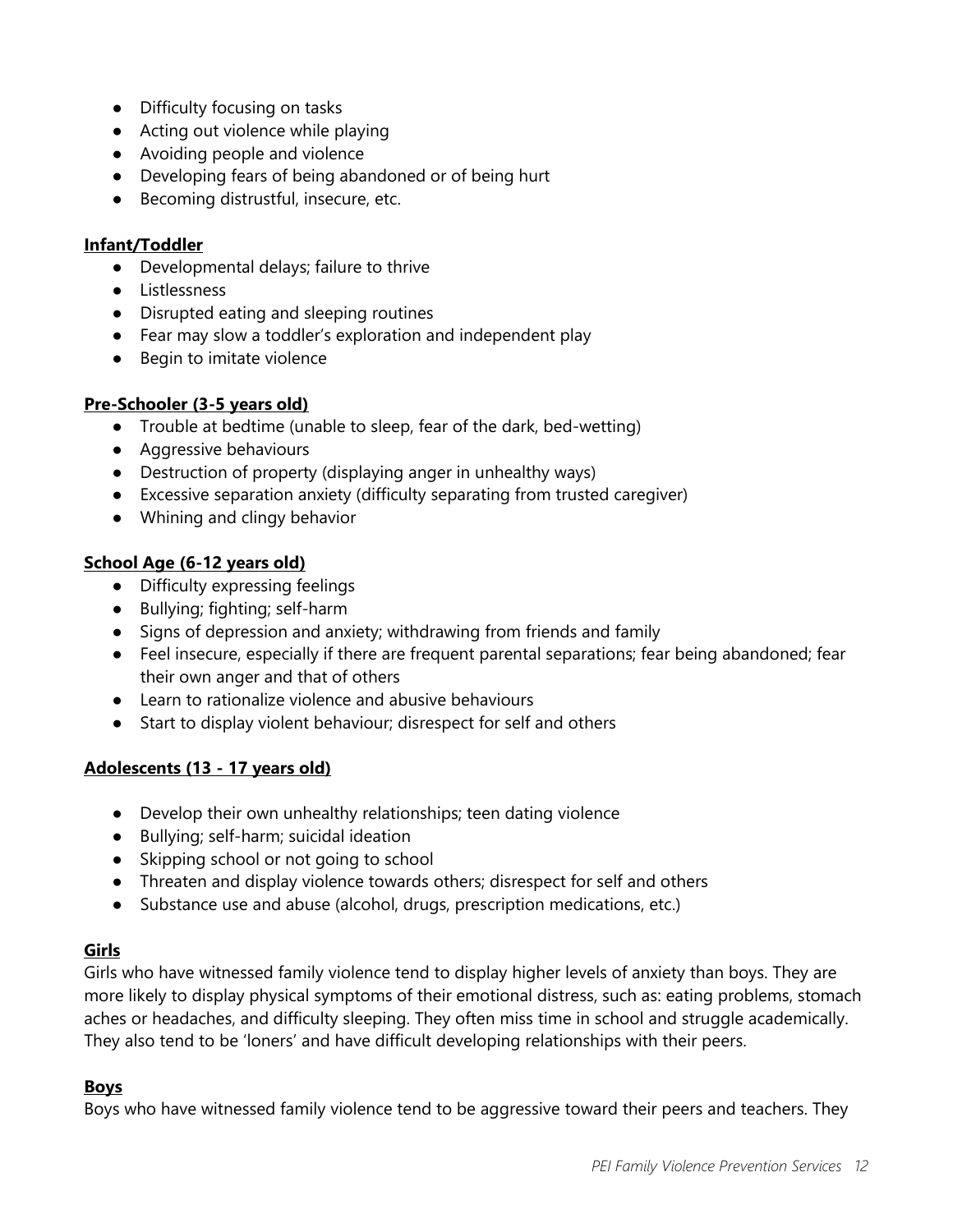- Difficulty focusing on tasks
- Acting out violence while playing
- Avoiding people and violence
- Developing fears of being abandoned or of being hurt
- Becoming distrustful, insecure, etc.

**Infant/Toddler**

- Developmental delays; failure to thrive
- Listlessness
- Disrupted eating and sleeping routines
- Fear may slow a toddler's exploration and independent play
- Begin to imitate violence

**Pre-Schooler (3-5 years old)**

- Trouble at bedtime (unable to sleep, fear of the dark, bed-wetting)
- Aggressive behaviours
- Destruction of property (displaying anger in unhealthy ways)
- Excessive separation anxiety (difficulty separating from trusted caregiver)
- Whining and clingy behavior

**School Age (6-12 years old)**

- Difficulty expressing feelings
- Bullying; fighting; self-harm
- Signs of depression and anxiety; withdrawing from friends and family
- Feel insecure, especially if there are frequent parental separations; fear being abandoned; fear their own anger and that of others
- Learn to rationalize violence and abusive behaviours
- Start to display violent behaviour; disrespect for self and others

**Adolescents (13 - 17 years old)**

- Develop their own unhealthy relationships; teen dating violence
- Bullying; self-harm; suicidal ideation
- Skipping school or not going to school
- Threaten and display violence towards others; disrespect for self and others
- Substance use and abuse (alcohol, drugs, prescription medications, etc.)

**Girls**

Girls who have witnessed family violence tend to display higher levels of anxiety than boys. They are more likely to display physical symptoms of their emotional distress, such as: eating problems, stomach aches or headaches, and difficulty sleeping. They often miss time in school and struggle academically. They also tend to be 'loners' and have difficult developing relationships with their peers.

**Boys**

Boys who have witnessed family violence tend to be aggressive toward their peers and teachers. They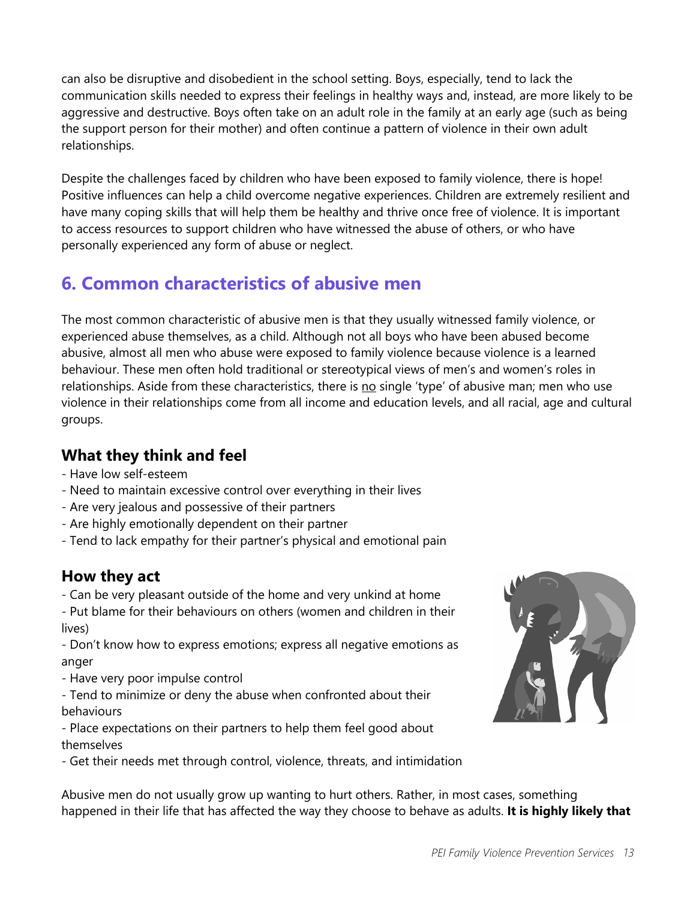can also be disruptive and disobedient in the school setting. Boys, especially, tend to lack the communication skills needed to express their feelings in healthy ways and, instead, are more likely to be aggressive and destructive. Boys often take on an adult role in the family at an early age (such as being the support person for their mother) and often continue a pattern of violence in their own adult relationships.

Despite the challenges faced by children who have been exposed to family violence, there is hope! Positive influences can help a child overcome negative experiences. Children are extremely resilient and have many coping skills that will help them be healthy and thrive once free of violence. It is important to access resources to support children who have witnessed the abuse of others, or who have personally experienced any form of abuse or neglect.

## 6. Common characteristics of abusive men

The most common characteristic of abusive men is that they usually witnessed family violence, or experienced abuse themselves, as a child. Although not all boys who have been abused become abusive, almost all men who abuse were exposed to family violence because violence is a learned behaviour. These men often hold traditional or stereotypical views of men's and women's roles in relationships. Aside from these characteristics, there is no single 'type' of abusive man; men who use violence in their relationships come from all income and education levels, and all racial, age and cultural groups.

### What they think and feel

- Have low self-esteem
- Need to maintain excessive control over everything in their lives
- Are very jealous and possessive of their partners
- Are highly emotionally dependent on their partner
- Tend to lack empathy for their partner's physical and emotional pain

### How they act

- Can be very pleasant outside of the home and very unkind at home
- Put blame for their behaviours on others (women and children in their lives)
- Don't know how to express emotions; express all negative emotions as anger
- Have very poor impulse control
- Tend to minimize or deny the abuse when confronted about their behaviours
- Place expectations on their partners to help them feel good about themselves
- Get their needs met through control, violence, threats, and intimidation

Abusive men do not usually grow up wanting to hurt others. Rather, in most cases, something happened in their life that has affected the way they choose to behave as adults. **It is highly likely that**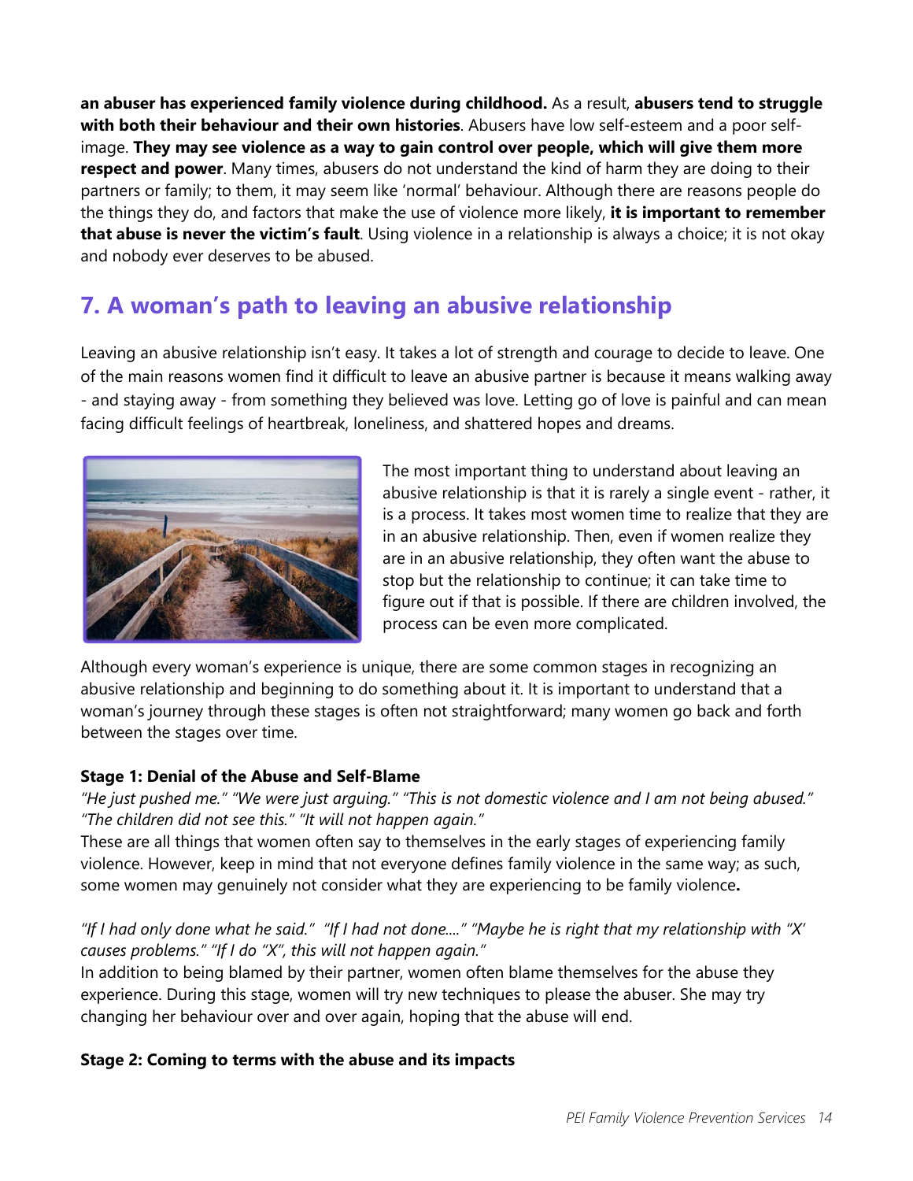**an abuser has experienced family violence during childhood.** As a result, **abusers tend to struggle with both their behaviour and their own histories**. Abusers have low self-esteem and a poor self-image. **They may see violence as a way to gain control over people, which will give them more respect and power**. Many times, abusers do not understand the kind of harm they are doing to their partners or family; to them, it may seem like 'normal' behaviour. Although there are reasons people do the things they do, and factors that make the use of violence more likely, **it is important to remember that abuse is never the victim's fault**. Using violence in a relationship is always a choice; it is not okay and nobody ever deserves to be abused.

## 7. A woman's path to leaving an abusive relationship

Leaving an abusive relationship isn't easy. It takes a lot of strength and courage to decide to leave. One of the main reasons women find it difficult to leave an abusive partner is because it means walking away - and staying away - from something they believed was love. Letting go of love is painful and can mean facing difficult feelings of heartbreak, loneliness, and shattered hopes and dreams.

The most important thing to understand about leaving an abusive relationship is that it is rarely a single event - rather, it is a process. It takes most women time to realize that they are in an abusive relationship. Then, even if women realize they are in an abusive relationship, they often want the abuse to stop but the relationship to continue; it can take time to figure out if that is possible. If there are children involved, the process can be even more complicated.

Although every woman's experience is unique, there are some common stages in recognizing an abusive relationship and beginning to do something about it. It is important to understand that a woman's journey through these stages is often not straightforward; many women go back and forth between the stages over time.

**Stage 1: Denial of the Abuse and Self-Blame**

*"He just pushed me." "We were just arguing." "This is not domestic violence and I am not being abused." "The children did not see this." "It will not happen again."*

These are all things that women often say to themselves in the early stages of experiencing family violence. However, keep in mind that not everyone defines family violence in the same way; as such, some women may genuinely not consider what they are experiencing to be family violence.

*"If I had only done what he said." "If I had not done...." "Maybe he is right that my relationship with "X' causes problems." "If I do "X", this will not happen again."*

In addition to being blamed by their partner, women often blame themselves for the abuse they experience. During this stage, women will try new techniques to please the abuser. She may try changing her behaviour over and over again, hoping that the abuse will end.

**Stage 2: Coming to terms with the abuse and its impacts**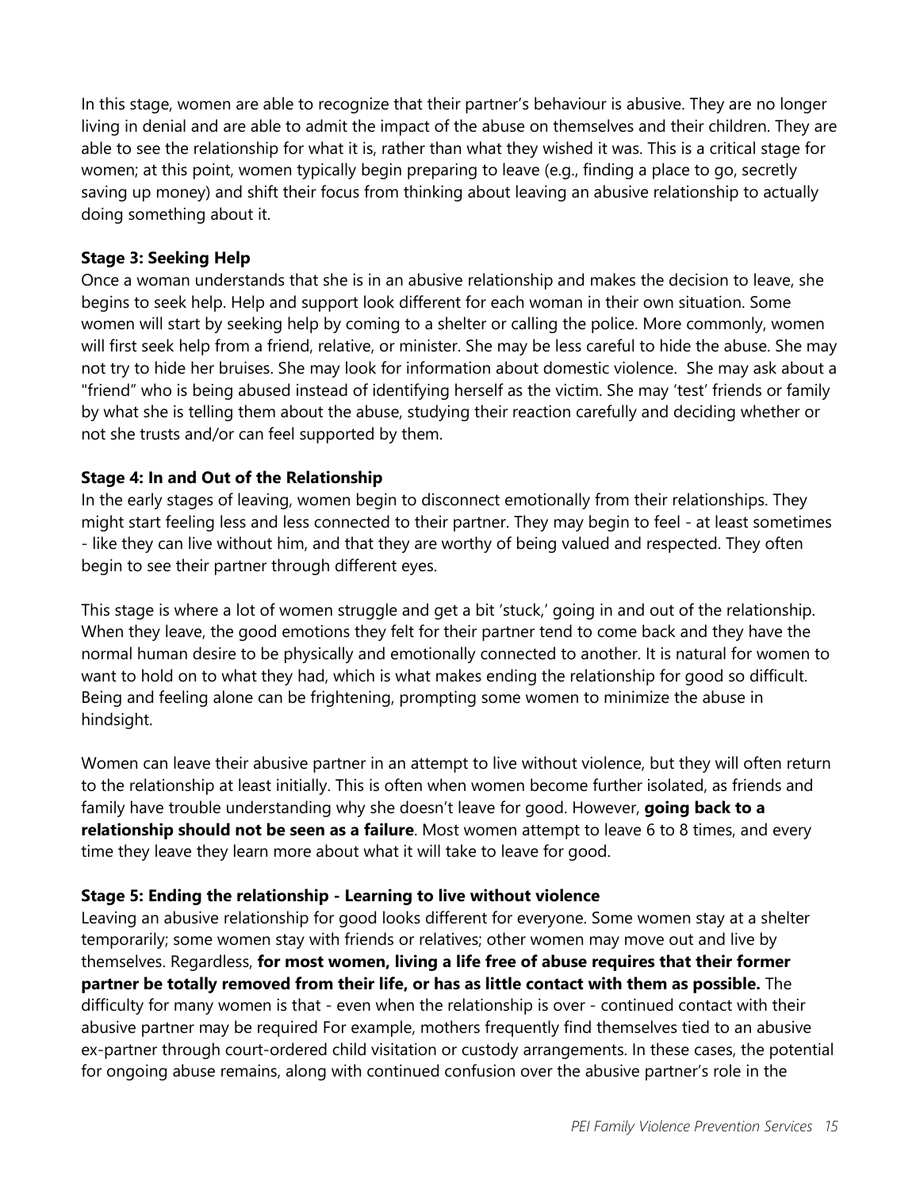In this stage, women are able to recognize that their partner's behaviour is abusive. They are no longer living in denial and are able to admit the impact of the abuse on themselves and their children. They are able to see the relationship for what it is, rather than what they wished it was. This is a critical stage for women; at this point, women typically begin preparing to leave (e.g., finding a place to go, secretly saving up money) and shift their focus from thinking about leaving an abusive relationship to actually doing something about it.

**Stage 3: Seeking Help**

Once a woman understands that she is in an abusive relationship and makes the decision to leave, she begins to seek help. Help and support look different for each woman in their own situation. Some women will start by seeking help by coming to a shelter or calling the police. More commonly, women will first seek help from a friend, relative, or minister. She may be less careful to hide the abuse. She may not try to hide her bruises. She may look for information about domestic violence. She may ask about a "friend" who is being abused instead of identifying herself as the victim. She may 'test' friends or family by what she is telling them about the abuse, studying their reaction carefully and deciding whether or not she trusts and/or can feel supported by them.

**Stage 4: In and Out of the Relationship**

In the early stages of leaving, women begin to disconnect emotionally from their relationships. They might start feeling less and less connected to their partner. They may begin to feel - at least sometimes - like they can live without him, and that they are worthy of being valued and respected. They often begin to see their partner through different eyes.

This stage is where a lot of women struggle and get a bit 'stuck,' going in and out of the relationship. When they leave, the good emotions they felt for their partner tend to come back and they have the normal human desire to be physically and emotionally connected to another. It is natural for women to want to hold on to what they had, which is what makes ending the relationship for good so difficult. Being and feeling alone can be frightening, prompting some women to minimize the abuse in hindsight.

Women can leave their abusive partner in an attempt to live without violence, but they will often return to the relationship at least initially. This is often when women become further isolated, as friends and family have trouble understanding why she doesn't leave for good. However, **going back to a relationship should not be seen as a failure**. Most women attempt to leave 6 to 8 times, and every time they leave they learn more about what it will take to leave for good.

**Stage 5: Ending the relationship - Learning to live without violence**

Leaving an abusive relationship for good looks different for everyone. Some women stay at a shelter temporarily; some women stay with friends or relatives; other women may move out and live by themselves. Regardless, **for most women, living a life free of abuse requires that their former partner be totally removed from their life, or has as little contact with them as possible.** The difficulty for many women is that - even when the relationship is over - continued contact with their abusive partner may be required For example, mothers frequently find themselves tied to an abusive ex-partner through court-ordered child visitation or custody arrangements. In these cases, the potential for ongoing abuse remains, along with continued confusion over the abusive partner's role in the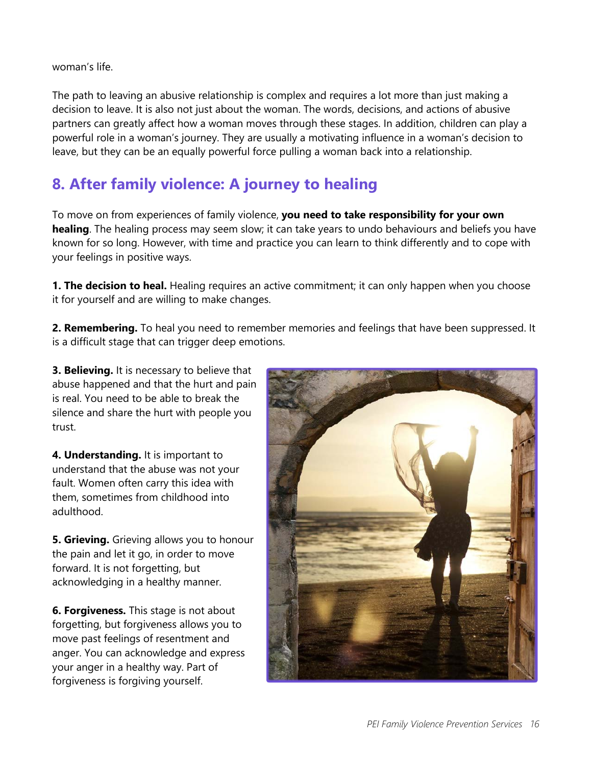woman's life.

The path to leaving an abusive relationship is complex and requires a lot more than just making a decision to leave. It is also not just about the woman. The words, decisions, and actions of abusive partners can greatly affect how a woman moves through these stages. In addition, children can play a powerful role in a woman's journey. They are usually a motivating influence in a woman's decision to leave, but they can be an equally powerful force pulling a woman back into a relationship.

## 8. After family violence: A journey to healing

To move on from experiences of family violence, **you need to take responsibility for your own healing**. The healing process may seem slow; it can take years to undo behaviours and beliefs you have known for so long. However, with time and practice you can learn to think differently and to cope with your feelings in positive ways.

**1. The decision to heal.** Healing requires an active commitment; it can only happen when you choose it for yourself and are willing to make changes.

**2. Remembering.** To heal you need to remember memories and feelings that have been suppressed. It is a difficult stage that can trigger deep emotions.

**3. Believing.** It is necessary to believe that abuse happened and that the hurt and pain is real. You need to be able to break the silence and share the hurt with people you trust.

**4. Understanding.** It is important to understand that the abuse was not your fault. Women often carry this idea with them, sometimes from childhood into adulthood.

**5. Grieving.** Grieving allows you to honour the pain and let it go, in order to move forward. It is not forgetting, but acknowledging in a healthy manner.

**6. Forgiveness.** This stage is not about forgetting, but forgiveness allows you to move past feelings of resentment and anger. You can acknowledge and express your anger in a healthy way. Part of forgiveness is forgiving yourself.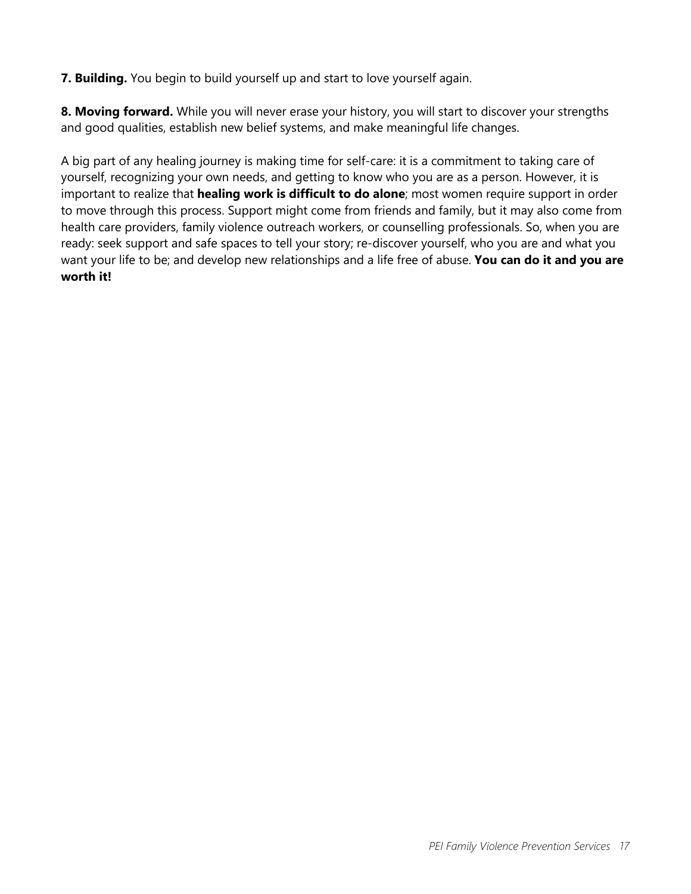**7. Building.** You begin to build yourself up and start to love yourself again.

**8. Moving forward.** While you will never erase your history, you will start to discover your strengths and good qualities, establish new belief systems, and make meaningful life changes.

A big part of any healing journey is making time for self-care: it is a commitment to taking care of yourself, recognizing your own needs, and getting to know who you are as a person. However, it is important to realize that **healing work is difficult to do alone**; most women require support in order to move through this process. Support might come from friends and family, but it may also come from health care providers, family violence outreach workers, or counselling professionals. So, when you are ready: seek support and safe spaces to tell your story; re-discover yourself, who you are and what you want your life to be; and develop new relationships and a life free of abuse. **You can do it and you are worth it!**